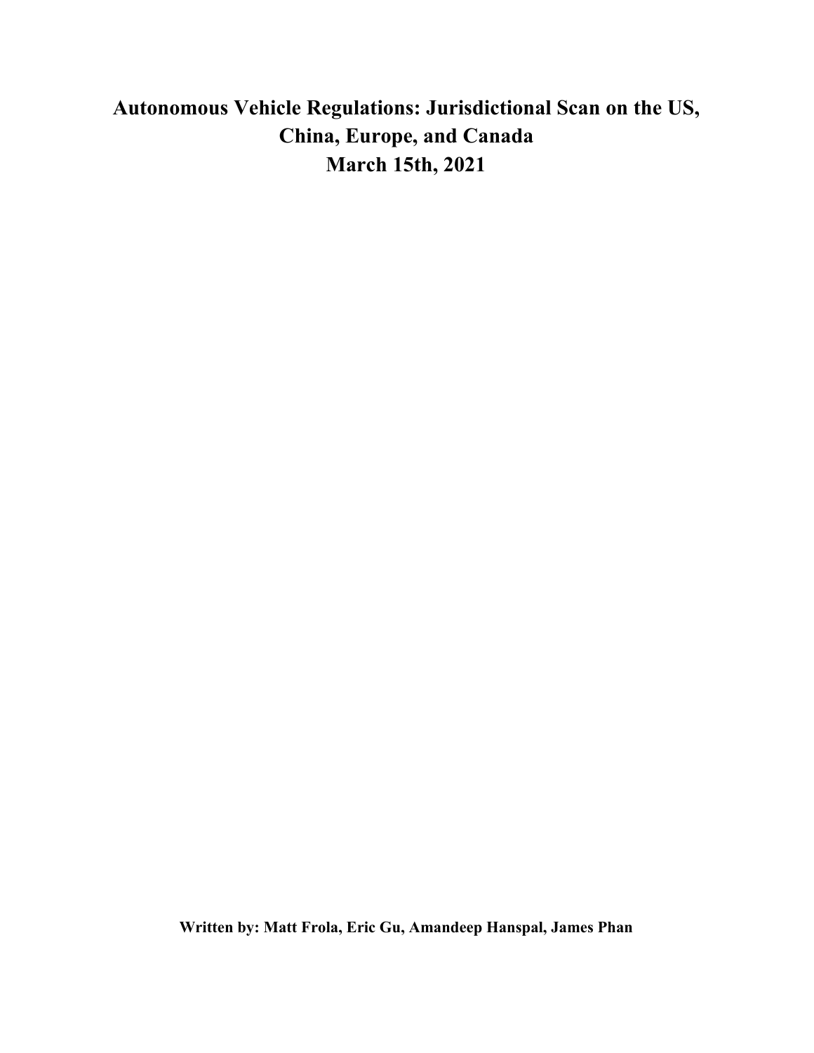# Autonomous Vehicle Regulations: Jurisdictional Scan on the US, China, Europe, and Canada

**March 15th, 2021**

**Written by: Matt Frola, Eric Gu, Amandeep Hanspal, James Phan**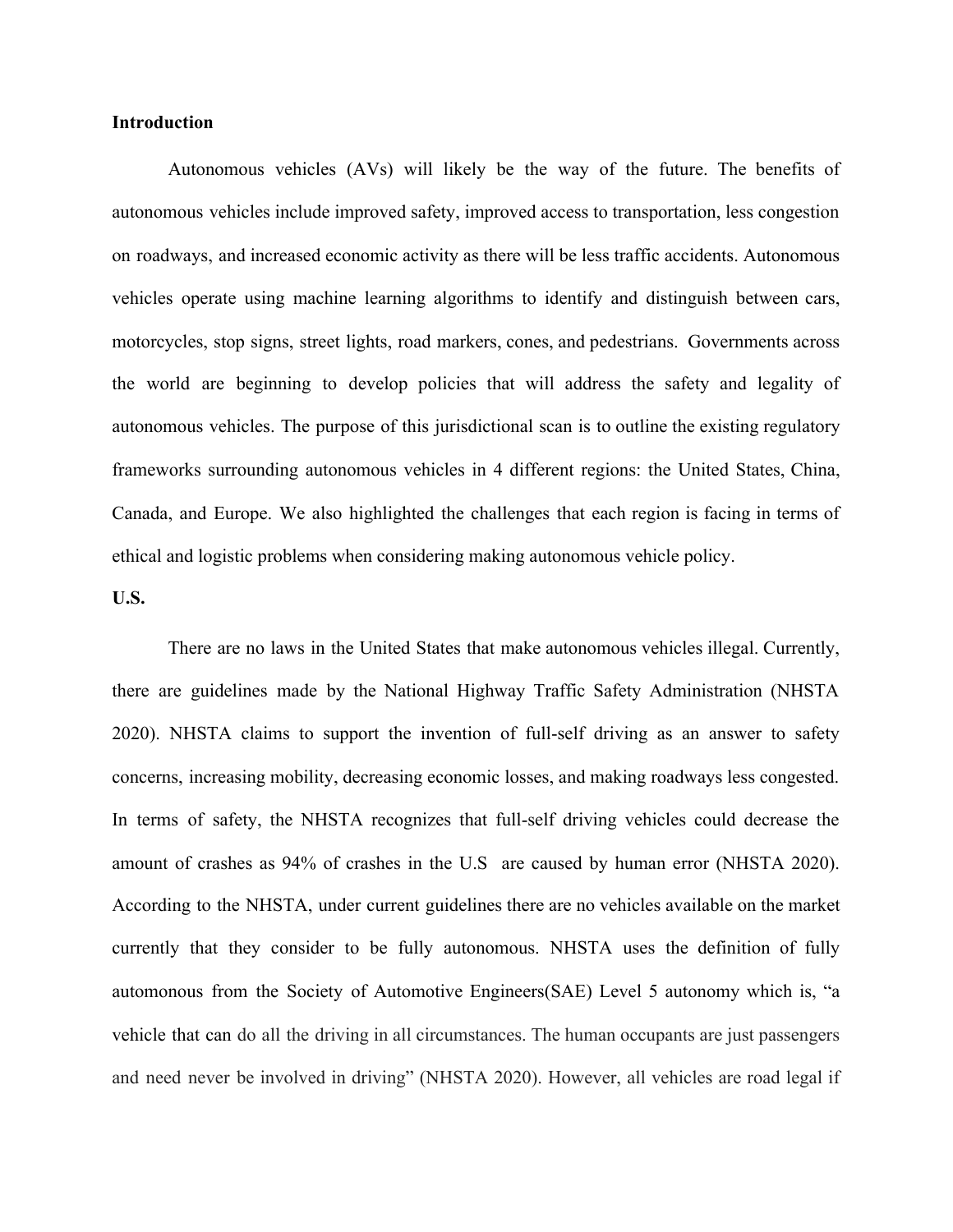**Introduction**

Autonomous vehicles (AVs) will likely be the way of the future. The benefits of autonomous vehicles include improved safety, improved access to transportation, less congestion on roadways, and increased economic activity as there will be less traffic accidents. Autonomous vehicles operate using machine learning algorithms to identify and distinguish between cars, motorcycles, stop signs, street lights, road markers, cones, and pedestrians. Governments across the world are beginning to develop policies that will address the safety and legality of autonomous vehicles. The purpose of this jurisdictional scan is to outline the existing regulatory frameworks surrounding autonomous vehicles in 4 different regions: the United States, China, Canada, and Europe. We also highlighted the challenges that each region is facing in terms of ethical and logistic problems when considering making autonomous vehicle policy.

**U.S.**

There are no laws in the United States that make autonomous vehicles illegal. Currently, there are guidelines made by the National Highway Traffic Safety Administration (NHSTA 2020). NHSTA claims to support the invention of full-self driving as an answer to safety concerns, increasing mobility, decreasing economic losses, and making roadways less congested. In terms of safety, the NHSTA recognizes that full-self driving vehicles could decrease the amount of crashes as 94% of crashes in the U.S are caused by human error (NHSTA 2020). According to the NHSTA, under current guidelines there are no vehicles available on the market currently that they consider to be fully autonomous. NHSTA uses the definition of fully automonous from the Society of Automotive Engineers(SAE) Level 5 autonomy which is, "a vehicle that can do all the driving in all circumstances. The human occupants are just passengers and need never be involved in driving" (NHSTA 2020). However, all vehicles are road legal if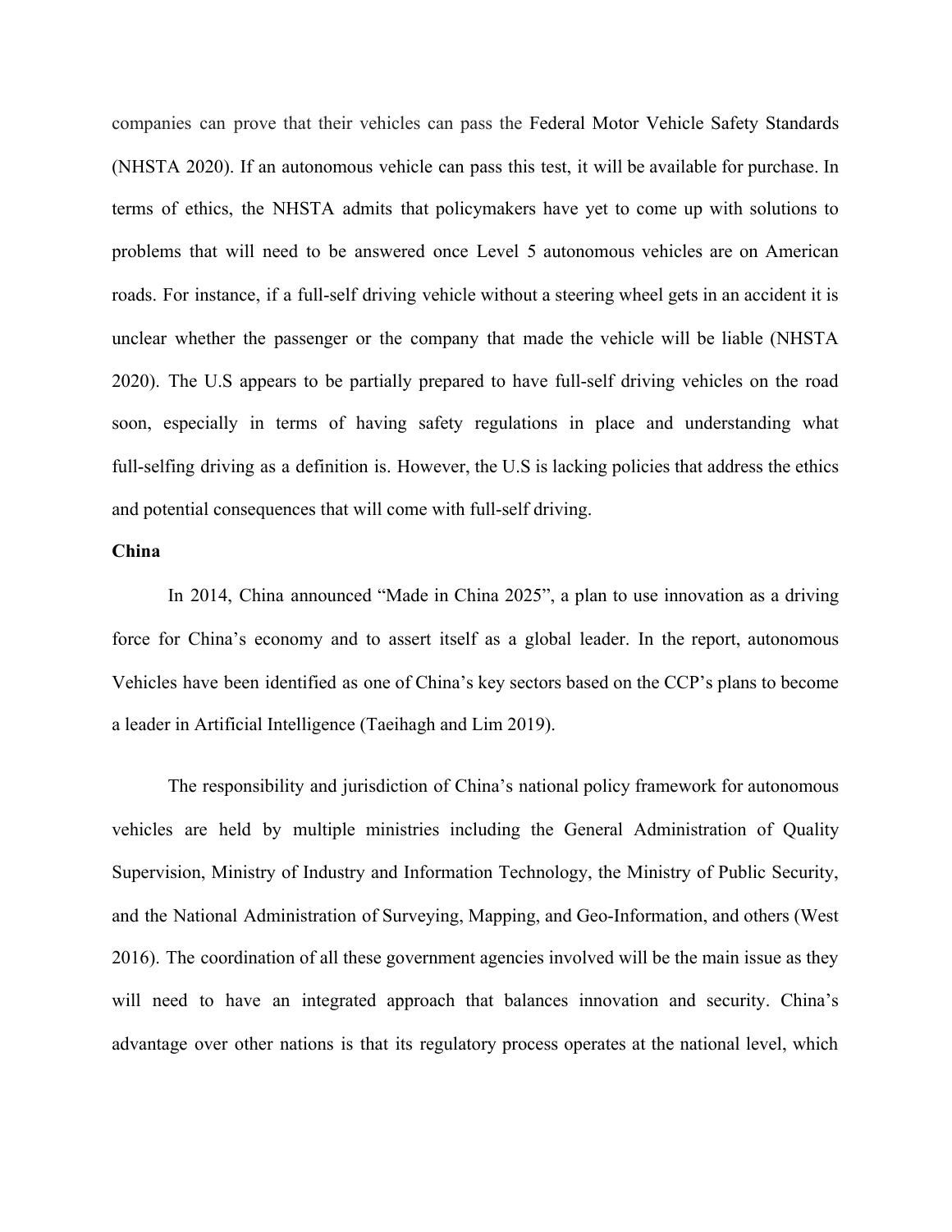companies can prove that their vehicles can pass the Federal Motor Vehicle Safety Standards (NHSTA 2020). If an autonomous vehicle can pass this test, it will be available for purchase. In terms of ethics, the NHSTA admits that policymakers have yet to come up with solutions to problems that will need to be answered once Level 5 autonomous vehicles are on American roads. For instance, if a full-self driving vehicle without a steering wheel gets in an accident it is unclear whether the passenger or the company that made the vehicle will be liable (NHSTA 2020). The U.S appears to be partially prepared to have full-self driving vehicles on the road soon, especially in terms of having safety regulations in place and understanding what full-selfing driving as a definition is. However, the U.S is lacking policies that address the ethics and potential consequences that will come with full-self driving.

**China**

In 2014, China announced "Made in China 2025", a plan to use innovation as a driving force for China's economy and to assert itself as a global leader. In the report, autonomous Vehicles have been identified as one of China's key sectors based on the CCP's plans to become a leader in Artificial Intelligence (Taeihagh and Lim 2019).

The responsibility and jurisdiction of China's national policy framework for autonomous vehicles are held by multiple ministries including the General Administration of Quality Supervision, Ministry of Industry and Information Technology, the Ministry of Public Security, and the National Administration of Surveying, Mapping, and Geo-Information, and others (West 2016). The coordination of all these government agencies involved will be the main issue as they will need to have an integrated approach that balances innovation and security. China's advantage over other nations is that its regulatory process operates at the national level, which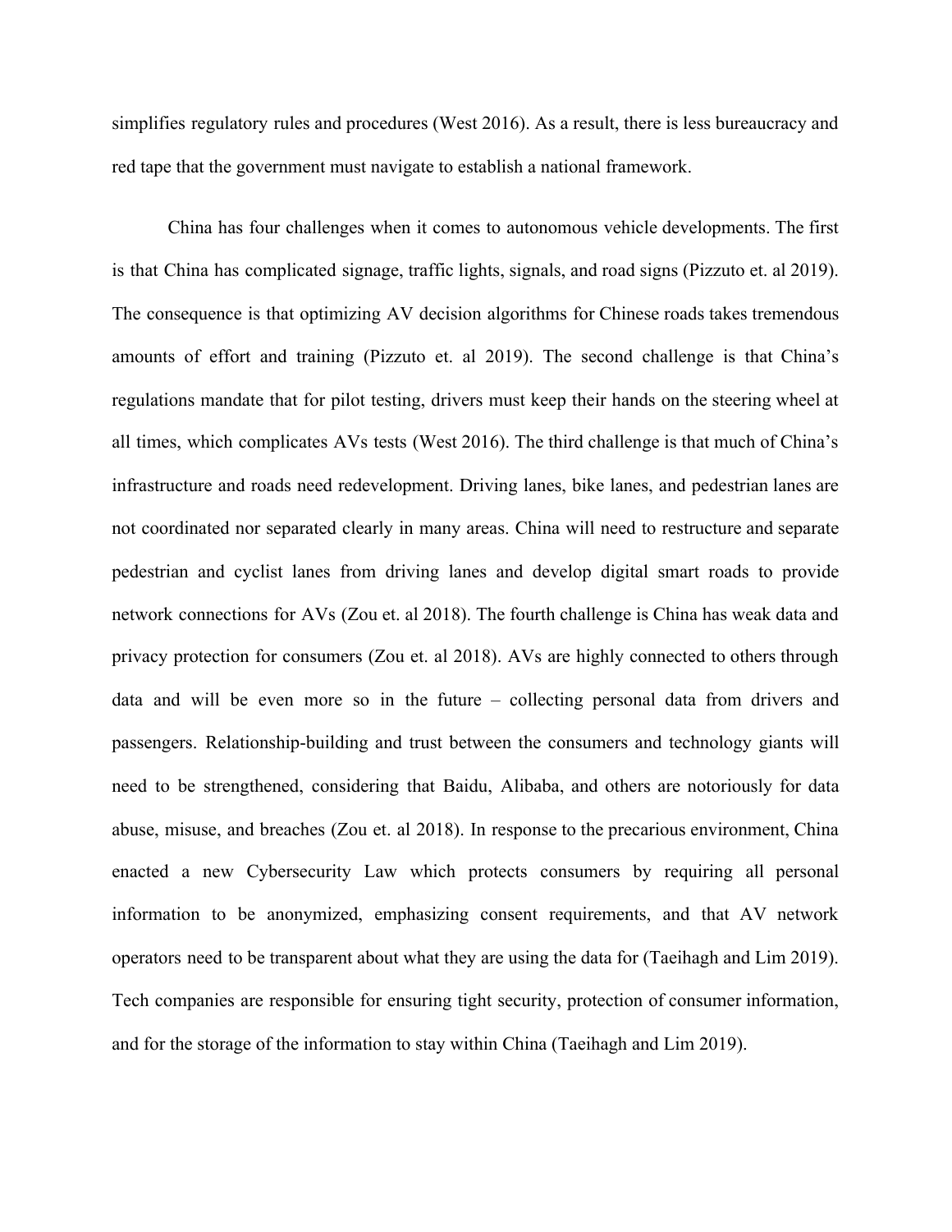simplifies regulatory rules and procedures (West 2016). As a result, there is less bureaucracy and red tape that the government must navigate to establish a national framework.

China has four challenges when it comes to autonomous vehicle developments. The first is that China has complicated signage, traffic lights, signals, and road signs (Pizzuto et. al 2019). The consequence is that optimizing AV decision algorithms for Chinese roads takes tremendous amounts of effort and training (Pizzuto et. al 2019). The second challenge is that China's regulations mandate that for pilot testing, drivers must keep their hands on the steering wheel at all times, which complicates AVs tests (West 2016). The third challenge is that much of China's infrastructure and roads need redevelopment. Driving lanes, bike lanes, and pedestrian lanes are not coordinated nor separated clearly in many areas. China will need to restructure and separate pedestrian and cyclist lanes from driving lanes and develop digital smart roads to provide network connections for AVs (Zou et. al 2018). The fourth challenge is China has weak data and privacy protection for consumers (Zou et. al 2018). AVs are highly connected to others through data and will be even more so in the future – collecting personal data from drivers and passengers. Relationship-building and trust between the consumers and technology giants will need to be strengthened, considering that Baidu, Alibaba, and others are notoriously for data abuse, misuse, and breaches (Zou et. al 2018). In response to the precarious environment, China enacted a new Cybersecurity Law which protects consumers by requiring all personal information to be anonymized, emphasizing consent requirements, and that AV network operators need to be transparent about what they are using the data for (Taeihagh and Lim 2019). Tech companies are responsible for ensuring tight security, protection of consumer information, and for the storage of the information to stay within China (Taeihagh and Lim 2019).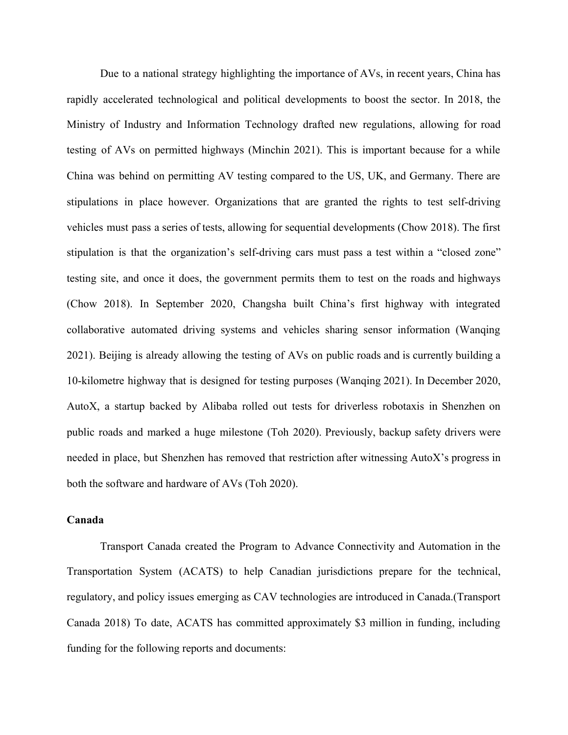Due to a national strategy highlighting the importance of AVs, in recent years, China has rapidly accelerated technological and political developments to boost the sector. In 2018, the Ministry of Industry and Information Technology drafted new regulations, allowing for road testing of AVs on permitted highways (Minchin 2021). This is important because for a while China was behind on permitting AV testing compared to the US, UK, and Germany. There are stipulations in place however. Organizations that are granted the rights to test self-driving vehicles must pass a series of tests, allowing for sequential developments (Chow 2018). The first stipulation is that the organization's self-driving cars must pass a test within a "closed zone" testing site, and once it does, the government permits them to test on the roads and highways (Chow 2018). In September 2020, Changsha built China's first highway with integrated collaborative automated driving systems and vehicles sharing sensor information (Wanqing 2021). Beijing is already allowing the testing of AVs on public roads and is currently building a 10-kilometre highway that is designed for testing purposes (Wanqing 2021). In December 2020, AutoX, a startup backed by Alibaba rolled out tests for driverless robotaxis in Shenzhen on public roads and marked a huge milestone (Toh 2020). Previously, backup safety drivers were needed in place, but Shenzhen has removed that restriction after witnessing AutoX's progress in both the software and hardware of AVs (Toh 2020).

**Canada**

Transport Canada created the Program to Advance Connectivity and Automation in the Transportation System (ACATS) to help Canadian jurisdictions prepare for the technical, regulatory, and policy issues emerging as CAV technologies are introduced in Canada.(Transport Canada 2018) To date, ACATS has committed approximately $3 million in funding, including funding for the following reports and documents: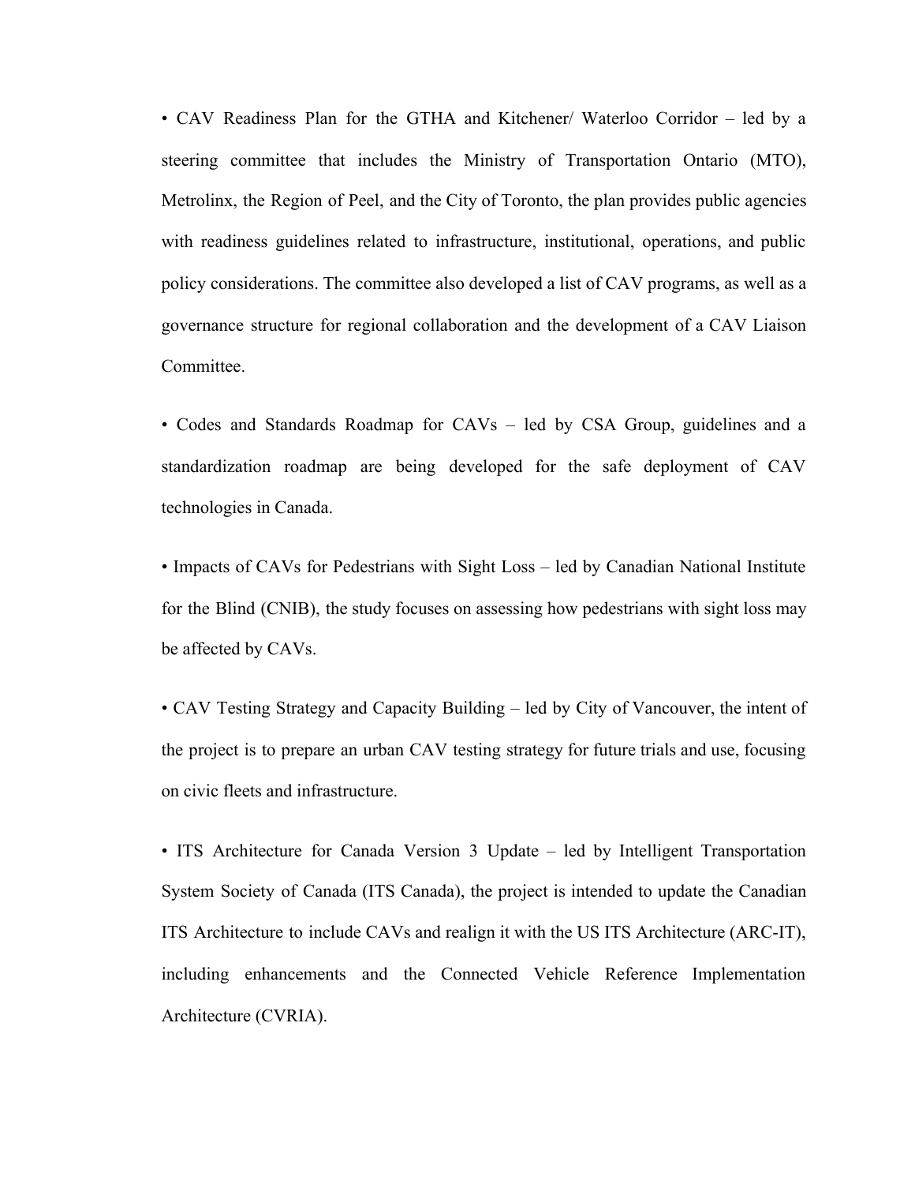- CAV Readiness Plan for the GTHA and Kitchener/ Waterloo Corridor – led by a steering committee that includes the Ministry of Transportation Ontario (MTO), Metrolinx, the Region of Peel, and the City of Toronto, the plan provides public agencies with readiness guidelines related to infrastructure, institutional, operations, and public policy considerations. The committee also developed a list of CAV programs, as well as a governance structure for regional collaboration and the development of a CAV Liaison Committee.

- Codes and Standards Roadmap for CAVs – led by CSA Group, guidelines and a standardization roadmap are being developed for the safe deployment of CAV technologies in Canada.

- Impacts of CAVs for Pedestrians with Sight Loss – led by Canadian National Institute for the Blind (CNIB), the study focuses on assessing how pedestrians with sight loss may be affected by CAVs.

- CAV Testing Strategy and Capacity Building – led by City of Vancouver, the intent of the project is to prepare an urban CAV testing strategy for future trials and use, focusing on civic fleets and infrastructure.

- ITS Architecture for Canada Version 3 Update – led by Intelligent Transportation System Society of Canada (ITS Canada), the project is intended to update the Canadian ITS Architecture to include CAVs and realign it with the US ITS Architecture (ARC-IT), including enhancements and the Connected Vehicle Reference Implementation Architecture (CVRIA).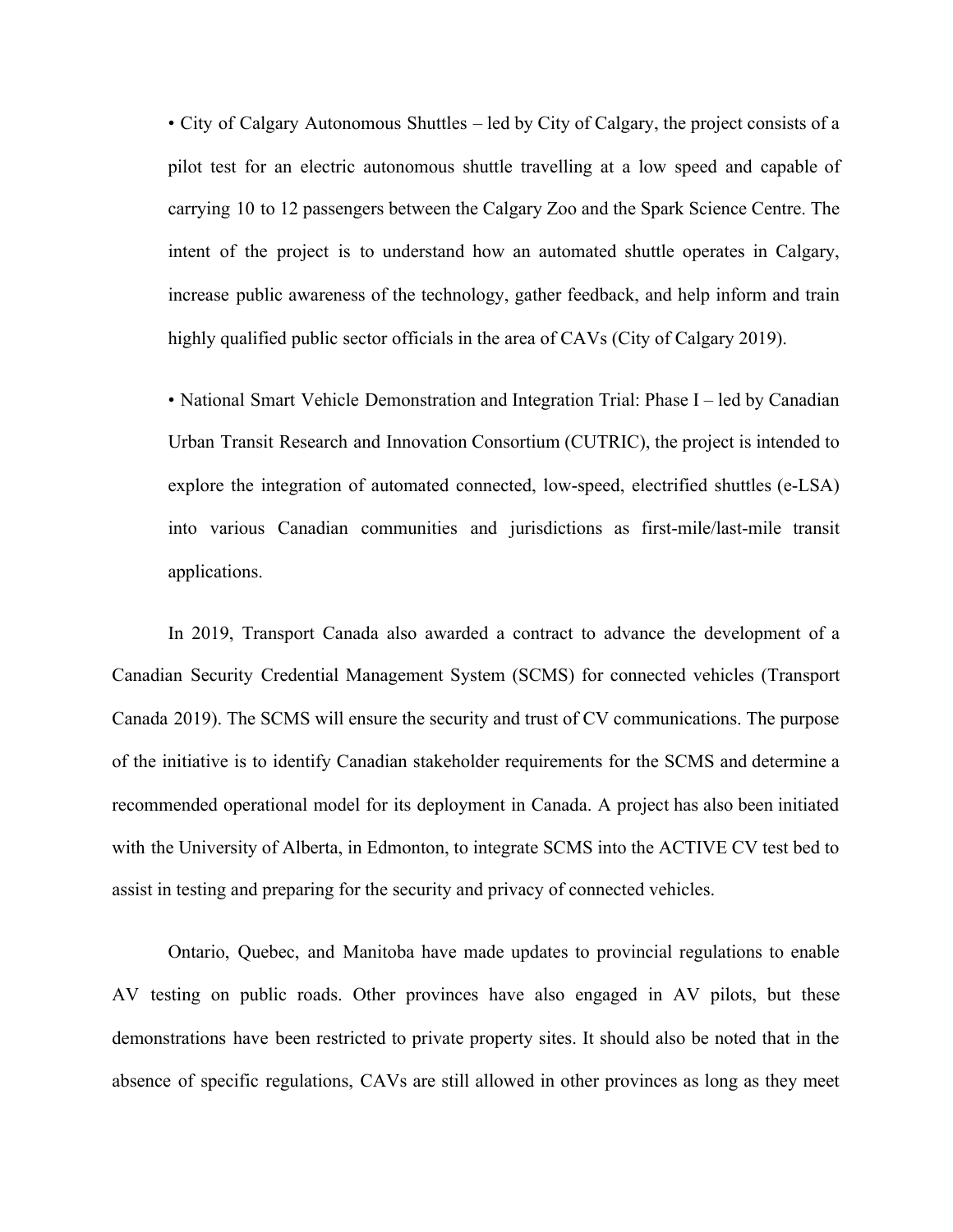- City of Calgary Autonomous Shuttles – led by City of Calgary, the project consists of a pilot test for an electric autonomous shuttle travelling at a low speed and capable of carrying 10 to 12 passengers between the Calgary Zoo and the Spark Science Centre. The intent of the project is to understand how an automated shuttle operates in Calgary, increase public awareness of the technology, gather feedback, and help inform and train highly qualified public sector officials in the area of CAVs (City of Calgary 2019).

- National Smart Vehicle Demonstration and Integration Trial: Phase I – led by Canadian Urban Transit Research and Innovation Consortium (CUTRIC), the project is intended to explore the integration of automated connected, low-speed, electrified shuttles (e-LSA) into various Canadian communities and jurisdictions as first-mile/last-mile transit applications.

In 2019, Transport Canada also awarded a contract to advance the development of a Canadian Security Credential Management System (SCMS) for connected vehicles (Transport Canada 2019). The SCMS will ensure the security and trust of CV communications. The purpose of the initiative is to identify Canadian stakeholder requirements for the SCMS and determine a recommended operational model for its deployment in Canada. A project has also been initiated with the University of Alberta, in Edmonton, to integrate SCMS into the ACTIVE CV test bed to assist in testing and preparing for the security and privacy of connected vehicles.

Ontario, Quebec, and Manitoba have made updates to provincial regulations to enable AV testing on public roads. Other provinces have also engaged in AV pilots, but these demonstrations have been restricted to private property sites. It should also be noted that in the absence of specific regulations, CAVs are still allowed in other provinces as long as they meet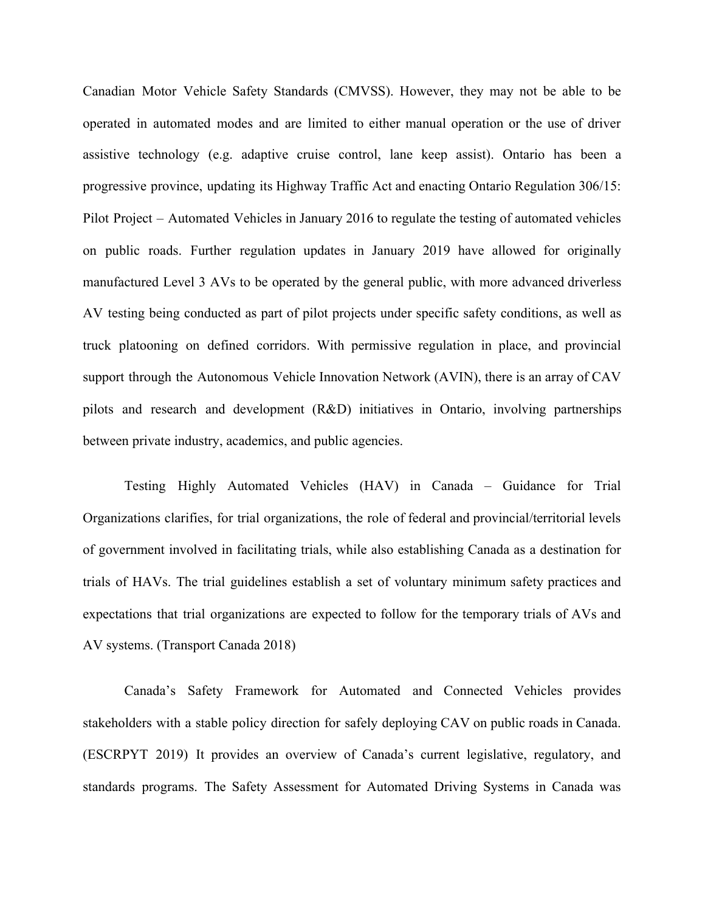Canadian Motor Vehicle Safety Standards (CMVSS). However, they may not be able to be operated in automated modes and are limited to either manual operation or the use of driver assistive technology (e.g. adaptive cruise control, lane keep assist). Ontario has been a progressive province, updating its Highway Traffic Act and enacting Ontario Regulation 306/15: Pilot Project – Automated Vehicles in January 2016 to regulate the testing of automated vehicles on public roads. Further regulation updates in January 2019 have allowed for originally manufactured Level 3 AVs to be operated by the general public, with more advanced driverless AV testing being conducted as part of pilot projects under specific safety conditions, as well as truck platooning on defined corridors. With permissive regulation in place, and provincial support through the Autonomous Vehicle Innovation Network (AVIN), there is an array of CAV pilots and research and development (R&D) initiatives in Ontario, involving partnerships between private industry, academics, and public agencies.

Testing Highly Automated Vehicles (HAV) in Canada – Guidance for Trial Organizations clarifies, for trial organizations, the role of federal and provincial/territorial levels of government involved in facilitating trials, while also establishing Canada as a destination for trials of HAVs. The trial guidelines establish a set of voluntary minimum safety practices and expectations that trial organizations are expected to follow for the temporary trials of AVs and AV systems. (Transport Canada 2018)

Canada's Safety Framework for Automated and Connected Vehicles provides stakeholders with a stable policy direction for safely deploying CAV on public roads in Canada. (ESCRPYT 2019) It provides an overview of Canada's current legislative, regulatory, and standards programs. The Safety Assessment for Automated Driving Systems in Canada was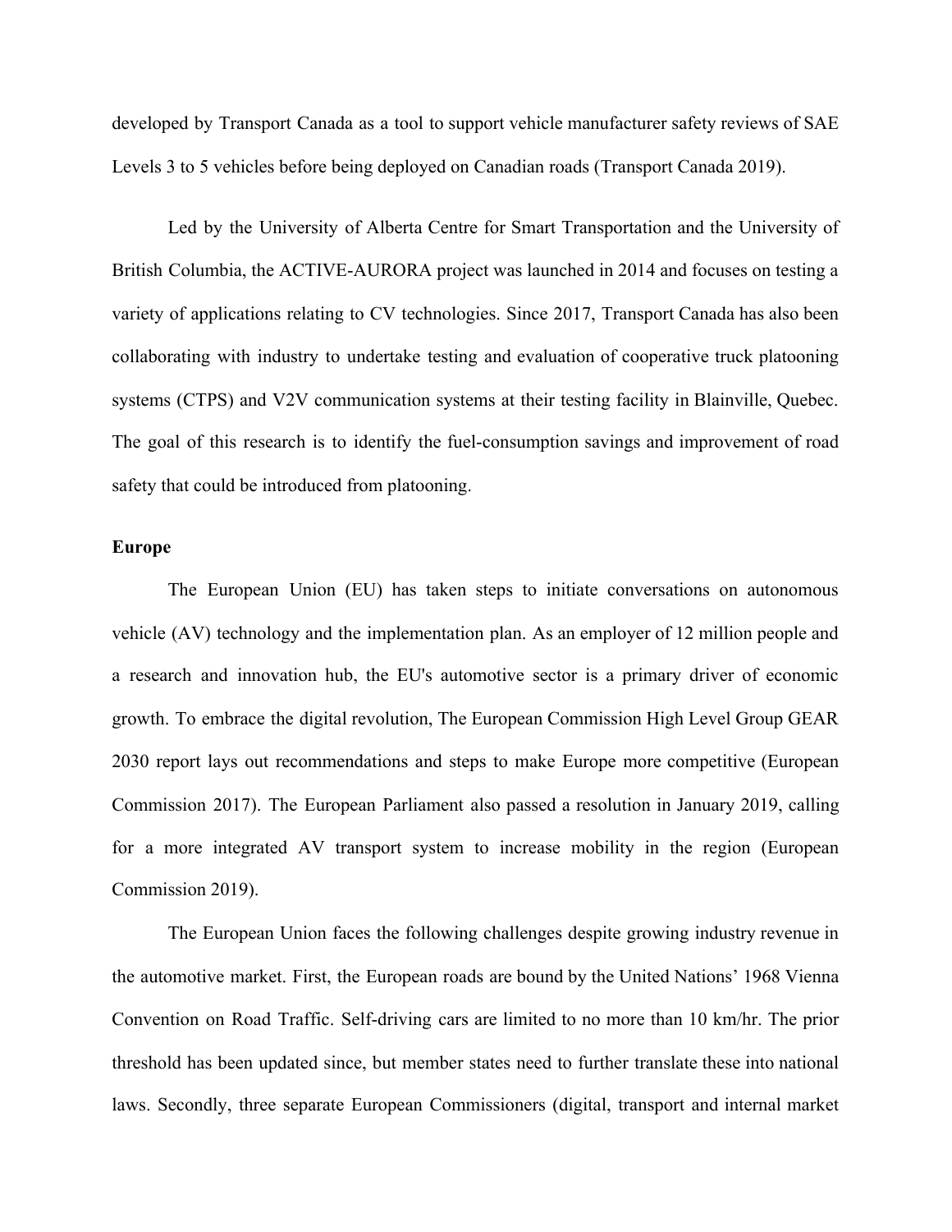developed by Transport Canada as a tool to support vehicle manufacturer safety reviews of SAE Levels 3 to 5 vehicles before being deployed on Canadian roads (Transport Canada 2019).

Led by the University of Alberta Centre for Smart Transportation and the University of British Columbia, the ACTIVE-AURORA project was launched in 2014 and focuses on testing a variety of applications relating to CV technologies. Since 2017, Transport Canada has also been collaborating with industry to undertake testing and evaluation of cooperative truck platooning systems (CTPS) and V2V communication systems at their testing facility in Blainville, Quebec. The goal of this research is to identify the fuel-consumption savings and improvement of road safety that could be introduced from platooning.

**Europe**

The European Union (EU) has taken steps to initiate conversations on autonomous vehicle (AV) technology and the implementation plan. As an employer of 12 million people and a research and innovation hub, the EU's automotive sector is a primary driver of economic growth. To embrace the digital revolution, The European Commission High Level Group GEAR 2030 report lays out recommendations and steps to make Europe more competitive (European Commission 2017). The European Parliament also passed a resolution in January 2019, calling for a more integrated AV transport system to increase mobility in the region (European Commission 2019).

The European Union faces the following challenges despite growing industry revenue in the automotive market. First, the European roads are bound by the United Nations' 1968 Vienna Convention on Road Traffic. Self-driving cars are limited to no more than 10 km/hr. The prior threshold has been updated since, but member states need to further translate these into national laws. Secondly, three separate European Commissioners (digital, transport and internal market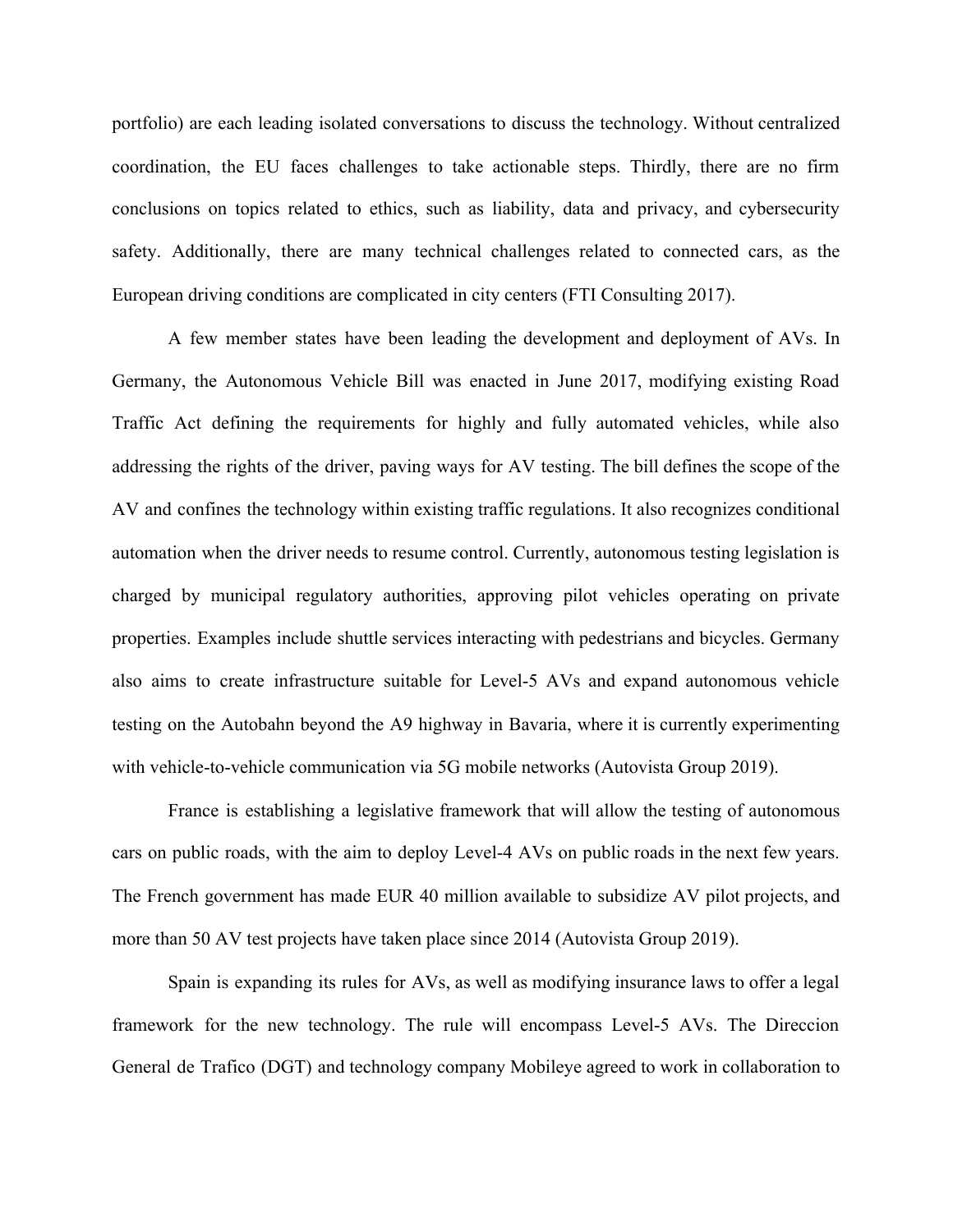portfolio) are each leading isolated conversations to discuss the technology. Without centralized coordination, the EU faces challenges to take actionable steps. Thirdly, there are no firm conclusions on topics related to ethics, such as liability, data and privacy, and cybersecurity safety. Additionally, there are many technical challenges related to connected cars, as the European driving conditions are complicated in city centers (FTI Consulting 2017).

A few member states have been leading the development and deployment of AVs. In Germany, the Autonomous Vehicle Bill was enacted in June 2017, modifying existing Road Traffic Act defining the requirements for highly and fully automated vehicles, while also addressing the rights of the driver, paving ways for AV testing. The bill defines the scope of the AV and confines the technology within existing traffic regulations. It also recognizes conditional automation when the driver needs to resume control. Currently, autonomous testing legislation is charged by municipal regulatory authorities, approving pilot vehicles operating on private properties. Examples include shuttle services interacting with pedestrians and bicycles. Germany also aims to create infrastructure suitable for Level-5 AVs and expand autonomous vehicle testing on the Autobahn beyond the A9 highway in Bavaria, where it is currently experimenting with vehicle-to-vehicle communication via 5G mobile networks (Autovista Group 2019).

France is establishing a legislative framework that will allow the testing of autonomous cars on public roads, with the aim to deploy Level-4 AVs on public roads in the next few years. The French government has made EUR 40 million available to subsidize AV pilot projects, and more than 50 AV test projects have taken place since 2014 (Autovista Group 2019).

Spain is expanding its rules for AVs, as well as modifying insurance laws to offer a legal framework for the new technology. The rule will encompass Level-5 AVs. The Direccion General de Trafico (DGT) and technology company Mobileye agreed to work in collaboration to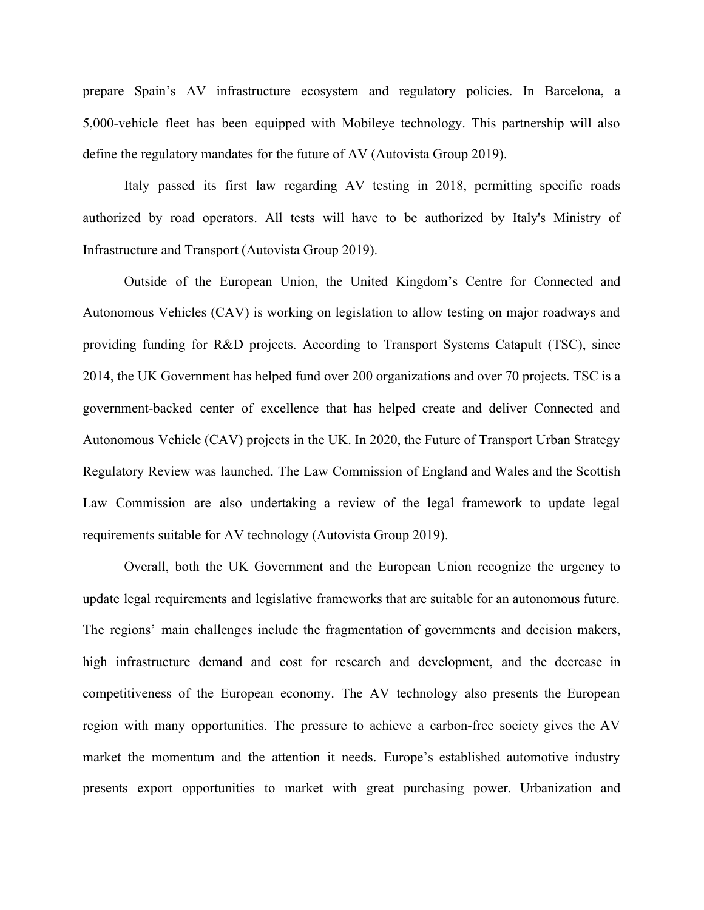prepare Spain’s AV infrastructure ecosystem and regulatory policies. In Barcelona, a 5,000-vehicle fleet has been equipped with Mobileye technology. This partnership will also define the regulatory mandates for the future of AV (Autovista Group 2019).

Italy passed its first law regarding AV testing in 2018, permitting specific roads authorized by road operators. All tests will have to be authorized by Italy's Ministry of Infrastructure and Transport (Autovista Group 2019).

Outside of the European Union, the United Kingdom’s Centre for Connected and Autonomous Vehicles (CAV) is working on legislation to allow testing on major roadways and providing funding for R&D projects. According to Transport Systems Catapult (TSC), since 2014, the UK Government has helped fund over 200 organizations and over 70 projects. TSC is a government-backed center of excellence that has helped create and deliver Connected and Autonomous Vehicle (CAV) projects in the UK. In 2020, the Future of Transport Urban Strategy Regulatory Review was launched. The Law Commission of England and Wales and the Scottish Law Commission are also undertaking a review of the legal framework to update legal requirements suitable for AV technology (Autovista Group 2019).

Overall, both the UK Government and the European Union recognize the urgency to update legal requirements and legislative frameworks that are suitable for an autonomous future. The regions’ main challenges include the fragmentation of governments and decision makers, high infrastructure demand and cost for research and development, and the decrease in competitiveness of the European economy. The AV technology also presents the European region with many opportunities. The pressure to achieve a carbon-free society gives the AV market the momentum and the attention it needs. Europe’s established automotive industry presents export opportunities to market with great purchasing power. Urbanization and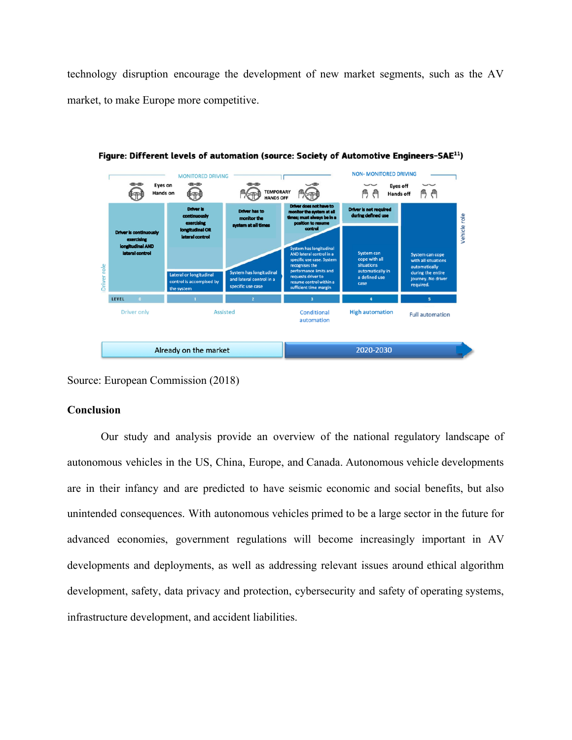technology disruption encourage the development of new market segments, such as the AV market, to make Europe more competitive.

**Figure: Different levels of automation (source: Society of Automotive Engineers-SAE[11])**

| LEVEL | 0 | 1 | 2 | 3 | 4 | 5 |
|---|---|---|---|---|---|---|
| | Monitored driving | | | Non-monitored driving | | |
| | Eyes on, Hands on | | Temporary hands off | | Eyes off, Hands off | |
| Driver role | Driver is continuously exercising longitudinal AND lateral control | Driver is continuously exercising longitudinal OR lateral control | Driver has to monitor the system at all times | Driver does not have to monitor the system at all times; must always be in a position to resume control | Driver is not required during defined use | |
| Vehicle role | | Lateral or longitudinal control is accomplished by the system | System has longitudinal and lateral control in a specific use case | System has longitudinal AND lateral control in a specific use case. System recognises the performance limits and requests driver to resume control within a sufficient time margin | System can cope with all situations automatically in a defined use case | System can cope with all situations automatically during the entire journey. No driver required. |
| | Driver only | Assisted | Assisted | Conditional automation | High automation | Full automation |
| | Already on the market | | | 2020-2030 | | |

Source: European Commission (2018)

## Conclusion

Our study and analysis provide an overview of the national regulatory landscape of autonomous vehicles in the US, China, Europe, and Canada. Autonomous vehicle developments are in their infancy and are predicted to have seismic economic and social benefits, but also unintended consequences. With autonomous vehicles primed to be a large sector in the future for advanced economies, government regulations will become increasingly important in AV developments and deployments, as well as addressing relevant issues around ethical algorithm development, safety, data privacy and protection, cybersecurity and safety of operating systems, infrastructure development, and accident liabilities.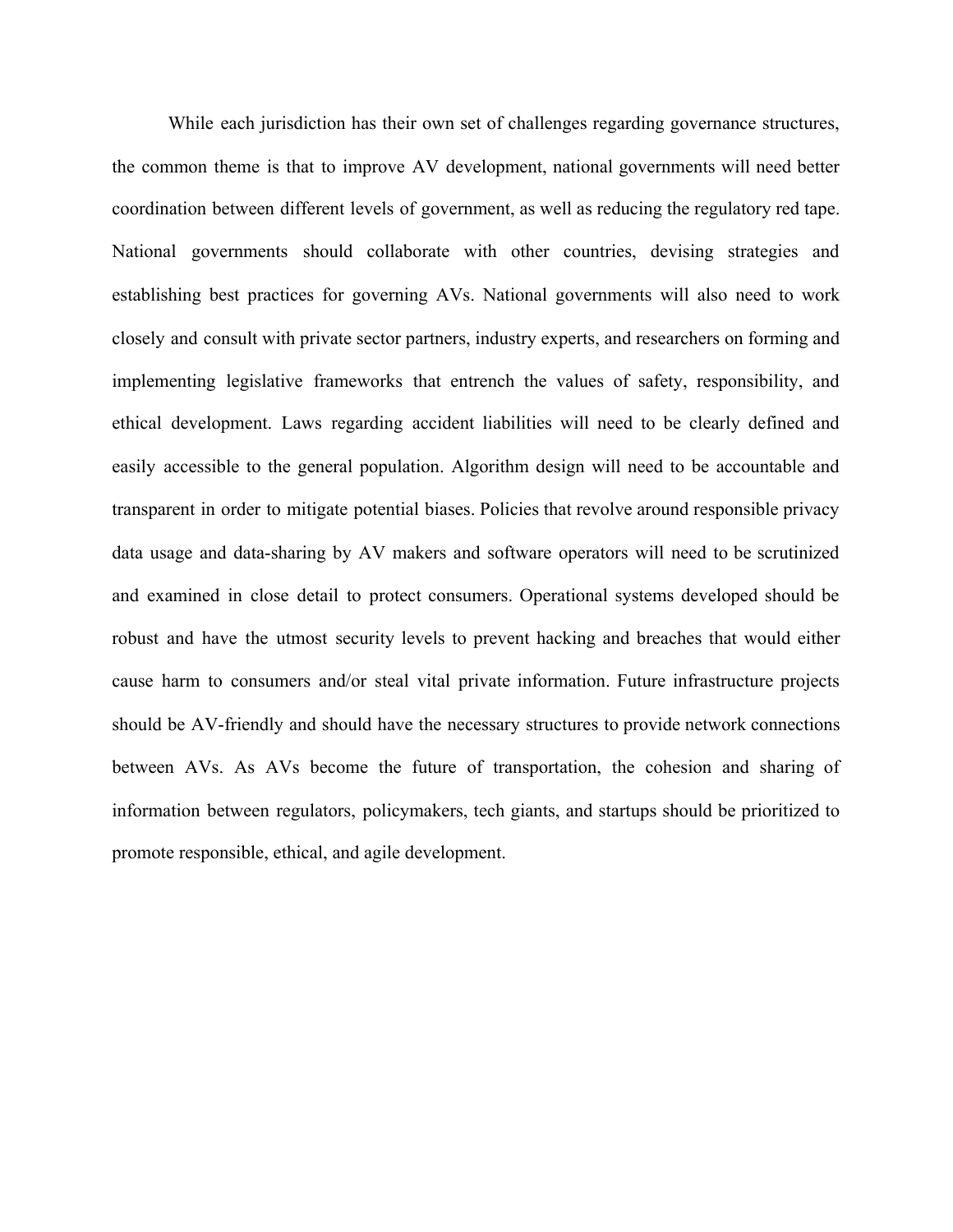While each jurisdiction has their own set of challenges regarding governance structures, the common theme is that to improve AV development, national governments will need better coordination between different levels of government, as well as reducing the regulatory red tape. National governments should collaborate with other countries, devising strategies and establishing best practices for governing AVs. National governments will also need to work closely and consult with private sector partners, industry experts, and researchers on forming and implementing legislative frameworks that entrench the values of safety, responsibility, and ethical development. Laws regarding accident liabilities will need to be clearly defined and easily accessible to the general population. Algorithm design will need to be accountable and transparent in order to mitigate potential biases. Policies that revolve around responsible privacy data usage and data-sharing by AV makers and software operators will need to be scrutinized and examined in close detail to protect consumers. Operational systems developed should be robust and have the utmost security levels to prevent hacking and breaches that would either cause harm to consumers and/or steal vital private information. Future infrastructure projects should be AV-friendly and should have the necessary structures to provide network connections between AVs. As AVs become the future of transportation, the cohesion and sharing of information between regulators, policymakers, tech giants, and startups should be prioritized to promote responsible, ethical, and agile development.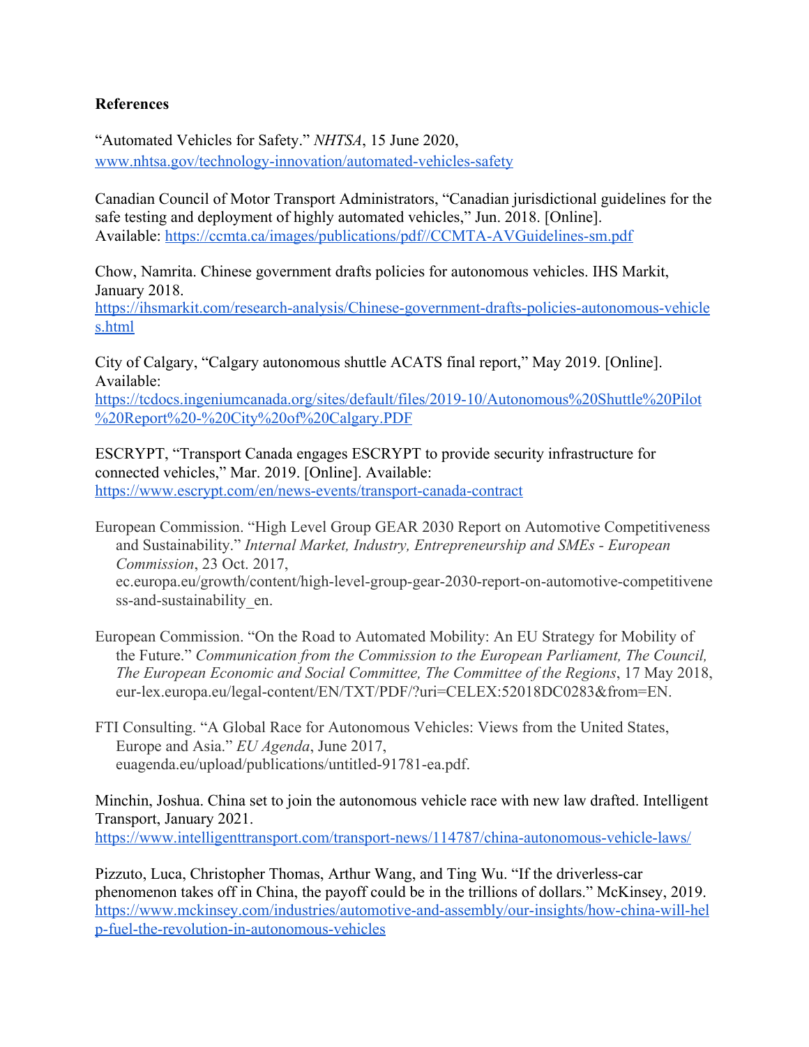**References**

"Automated Vehicles for Safety." *NHTSA*, 15 June 2020, www.nhtsa.gov/technology-innovation/automated-vehicles-safety

Canadian Council of Motor Transport Administrators, "Canadian jurisdictional guidelines for the safe testing and deployment of highly automated vehicles," Jun. 2018. [Online]. Available: https://ccmta.ca/images/publications/pdf//CCMTA-AVGuidelines-sm.pdf

Chow, Namrita. Chinese government drafts policies for autonomous vehicles. IHS Markit, January 2018. https://ihsmarkit.com/research-analysis/Chinese-government-drafts-policies-autonomous-vehicles.html

City of Calgary, "Calgary autonomous shuttle ACATS final report," May 2019. [Online]. Available: https://tcdocs.ingeniumcanada.org/sites/default/files/2019-10/Autonomous%20Shuttle%20Pilot%20Report%20-%20City%20of%20Calgary.PDF

ESCRYPT, "Transport Canada engages ESCRYPT to provide security infrastructure for connected vehicles," Mar. 2019. [Online]. Available: https://www.escrypt.com/en/news-events/transport-canada-contract

European Commission. "High Level Group GEAR 2030 Report on Automotive Competitiveness and Sustainability." *Internal Market, Industry, Entrepreneurship and SMEs - European Commission*, 23 Oct. 2017, ec.europa.eu/growth/content/high-level-group-gear-2030-report-on-automotive-competitiveness-and-sustainability_en.

European Commission. "On the Road to Automated Mobility: An EU Strategy for Mobility of the Future." *Communication from the Commission to the European Parliament, The Council, The European Economic and Social Committee, The Committee of the Regions*, 17 May 2018, eur-lex.europa.eu/legal-content/EN/TXT/PDF/?uri=CELEX:52018DC0283&from=EN.

FTI Consulting. "A Global Race for Autonomous Vehicles: Views from the United States, Europe and Asia." *EU Agenda*, June 2017, euagenda.eu/upload/publications/untitled-91781-ea.pdf.

Minchin, Joshua. China set to join the autonomous vehicle race with new law drafted. Intelligent Transport, January 2021. https://www.intelligenttransport.com/transport-news/114787/china-autonomous-vehicle-laws/

Pizzuto, Luca, Christopher Thomas, Arthur Wang, and Ting Wu. "If the driverless-car phenomenon takes off in China, the payoff could be in the trillions of dollars." McKinsey, 2019. https://www.mckinsey.com/industries/automotive-and-assembly/our-insights/how-china-will-help-fuel-the-revolution-in-autonomous-vehicles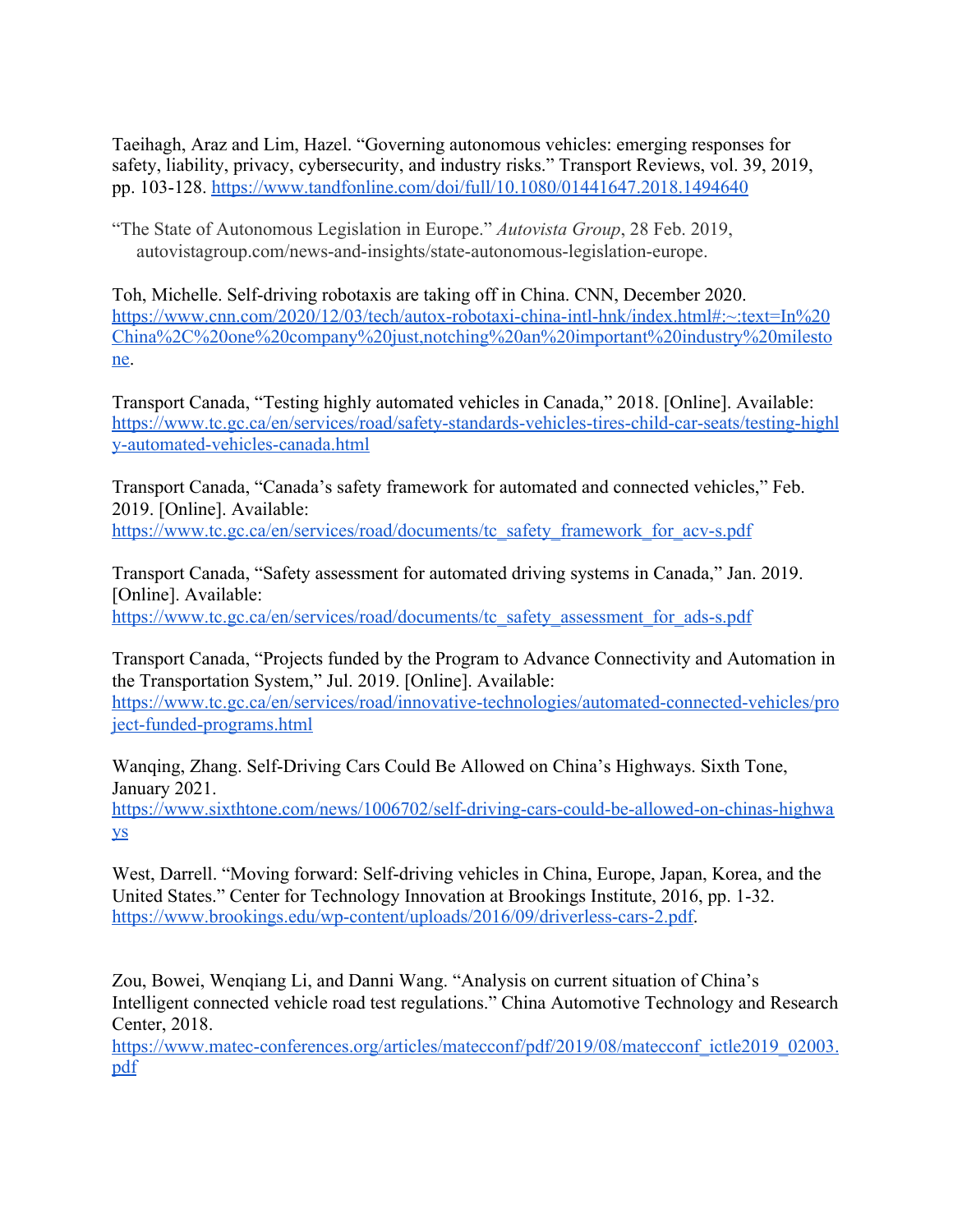Taeihagh, Araz and Lim, Hazel. "Governing autonomous vehicles: emerging responses for safety, liability, privacy, cybersecurity, and industry risks." Transport Reviews, vol. 39, 2019, pp. 103-128. https://www.tandfonline.com/doi/full/10.1080/01441647.2018.1494640

"The State of Autonomous Legislation in Europe." *Autovista Group*, 28 Feb. 2019, autovistagroup.com/news-and-insights/state-autonomous-legislation-europe.

Toh, Michelle. Self-driving robotaxis are taking off in China. CNN, December 2020. https://www.cnn.com/2020/12/03/tech/autox-robotaxi-china-intl-hnk/index.html#:~:text=In%20China%2C%20one%20company%20just,notching%20an%20important%20industry%20milestone.

Transport Canada, "Testing highly automated vehicles in Canada," 2018. [Online]. Available: https://www.tc.gc.ca/en/services/road/safety-standards-vehicles-tires-child-car-seats/testing-highly-automated-vehicles-canada.html

Transport Canada, "Canada's safety framework for automated and connected vehicles," Feb. 2019. [Online]. Available: https://www.tc.gc.ca/en/services/road/documents/tc_safety_framework_for_acv-s.pdf

Transport Canada, "Safety assessment for automated driving systems in Canada," Jan. 2019. [Online]. Available: https://www.tc.gc.ca/en/services/road/documents/tc_safety_assessment_for_ads-s.pdf

Transport Canada, "Projects funded by the Program to Advance Connectivity and Automation in the Transportation System," Jul. 2019. [Online]. Available: https://www.tc.gc.ca/en/services/road/innovative-technologies/automated-connected-vehicles/project-funded-programs.html

Wanqing, Zhang. Self-Driving Cars Could Be Allowed on China's Highways. Sixth Tone, January 2021. https://www.sixthtone.com/news/1006702/self-driving-cars-could-be-allowed-on-chinas-highways

West, Darrell. "Moving forward: Self-driving vehicles in China, Europe, Japan, Korea, and the United States." Center for Technology Innovation at Brookings Institute, 2016, pp. 1-32. https://www.brookings.edu/wp-content/uploads/2016/09/driverless-cars-2.pdf.

Zou, Bowei, Wenqiang Li, and Danni Wang. "Analysis on current situation of China's Intelligent connected vehicle road test regulations." China Automotive Technology and Research Center, 2018. https://www.matec-conferences.org/articles/matecconf/pdf/2019/08/matecconf_ictle2019_02003.pdf